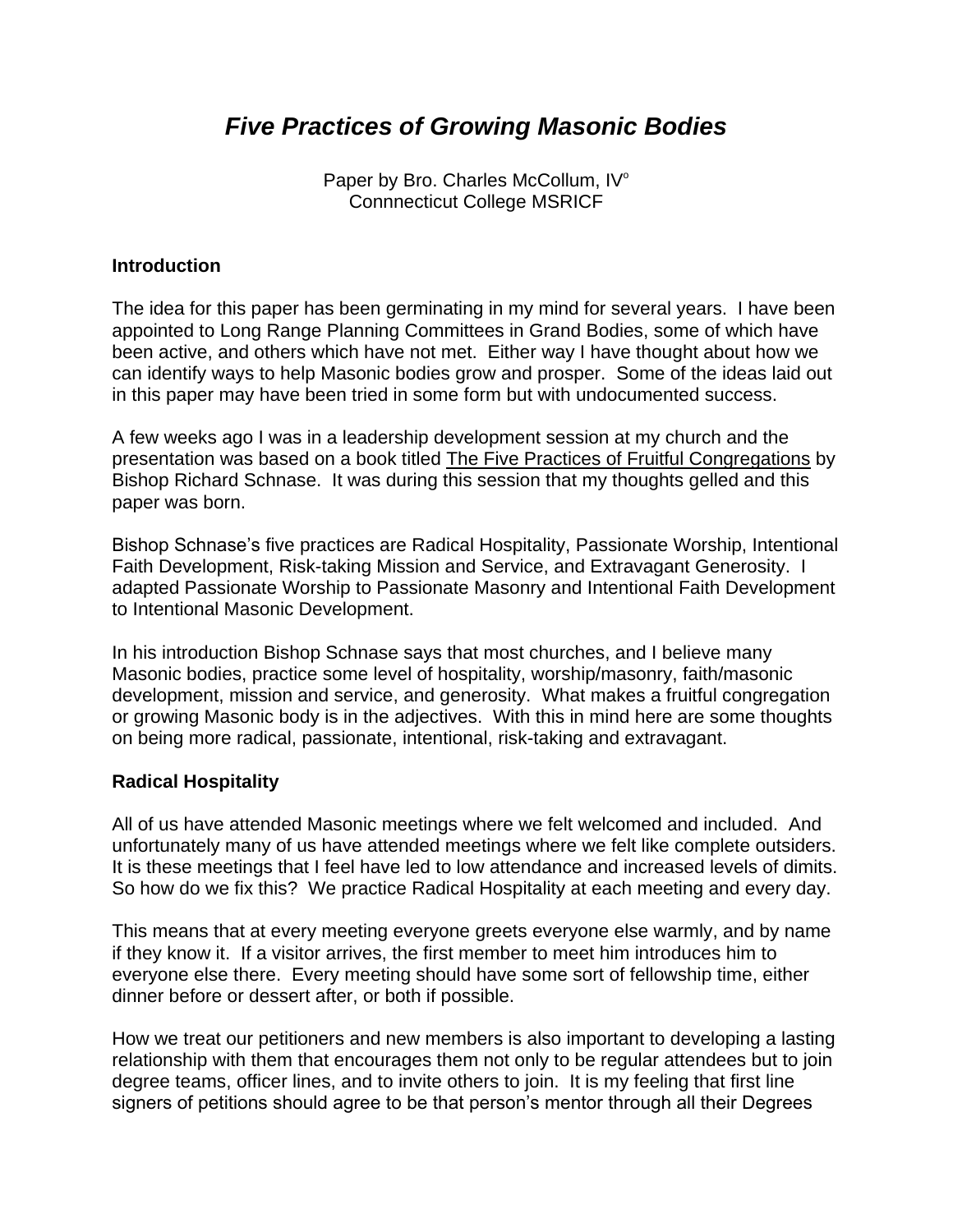# *Five Practices of Growing Masonic Bodies*

Paper by Bro. Charles McCollum, IV°
Connnecticut College MSRICF

**Introduction**

The idea for this paper has been germinating in my mind for several years. I have been appointed to Long Range Planning Committees in Grand Bodies, some of which have been active, and others which have not met. Either way I have thought about how we can identify ways to help Masonic bodies grow and prosper. Some of the ideas laid out in this paper may have been tried in some form but with undocumented success.

A few weeks ago I was in a leadership development session at my church and the presentation was based on a book titled The Five Practices of Fruitful Congregations by Bishop Richard Schnase. It was during this session that my thoughts gelled and this paper was born.

Bishop Schnase's five practices are Radical Hospitality, Passionate Worship, Intentional Faith Development, Risk-taking Mission and Service, and Extravagant Generosity. I adapted Passionate Worship to Passionate Masonry and Intentional Faith Development to Intentional Masonic Development.

In his introduction Bishop Schnase says that most churches, and I believe many Masonic bodies, practice some level of hospitality, worship/masonry, faith/masonic development, mission and service, and generosity. What makes a fruitful congregation or growing Masonic body is in the adjectives. With this in mind here are some thoughts on being more radical, passionate, intentional, risk-taking and extravagant.

**Radical Hospitality**

All of us have attended Masonic meetings where we felt welcomed and included. And unfortunately many of us have attended meetings where we felt like complete outsiders. It is these meetings that I feel have led to low attendance and increased levels of dimits. So how do we fix this? We practice Radical Hospitality at each meeting and every day.

This means that at every meeting everyone greets everyone else warmly, and by name if they know it. If a visitor arrives, the first member to meet him introduces him to everyone else there. Every meeting should have some sort of fellowship time, either dinner before or dessert after, or both if possible.

How we treat our petitioners and new members is also important to developing a lasting relationship with them that encourages them not only to be regular attendees but to join degree teams, officer lines, and to invite others to join. It is my feeling that first line signers of petitions should agree to be that person's mentor through all their Degrees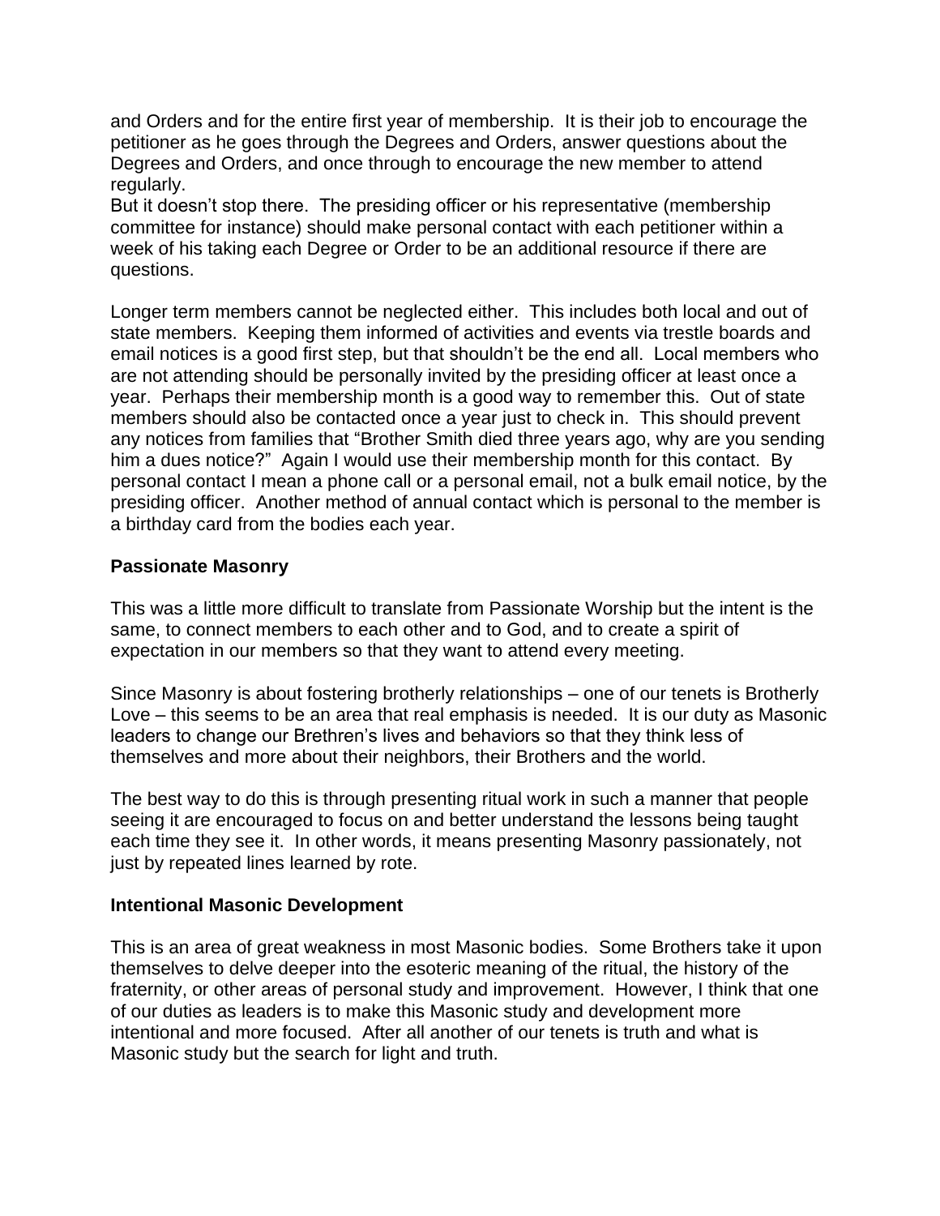and Orders and for the entire first year of membership. It is their job to encourage the petitioner as he goes through the Degrees and Orders, answer questions about the Degrees and Orders, and once through to encourage the new member to attend regularly.

But it doesn't stop there. The presiding officer or his representative (membership committee for instance) should make personal contact with each petitioner within a week of his taking each Degree or Order to be an additional resource if there are questions.

Longer term members cannot be neglected either. This includes both local and out of state members. Keeping them informed of activities and events via trestle boards and email notices is a good first step, but that shouldn't be the end all. Local members who are not attending should be personally invited by the presiding officer at least once a year. Perhaps their membership month is a good way to remember this. Out of state members should also be contacted once a year just to check in. This should prevent any notices from families that "Brother Smith died three years ago, why are you sending him a dues notice?" Again I would use their membership month for this contact. By personal contact I mean a phone call or a personal email, not a bulk email notice, by the presiding officer. Another method of annual contact which is personal to the member is a birthday card from the bodies each year.

**Passionate Masonry**

This was a little more difficult to translate from Passionate Worship but the intent is the same, to connect members to each other and to God, and to create a spirit of expectation in our members so that they want to attend every meeting.

Since Masonry is about fostering brotherly relationships – one of our tenets is Brotherly Love – this seems to be an area that real emphasis is needed. It is our duty as Masonic leaders to change our Brethren's lives and behaviors so that they think less of themselves and more about their neighbors, their Brothers and the world.

The best way to do this is through presenting ritual work in such a manner that people seeing it are encouraged to focus on and better understand the lessons being taught each time they see it. In other words, it means presenting Masonry passionately, not just by repeated lines learned by rote.

**Intentional Masonic Development**

This is an area of great weakness in most Masonic bodies. Some Brothers take it upon themselves to delve deeper into the esoteric meaning of the ritual, the history of the fraternity, or other areas of personal study and improvement. However, I think that one of our duties as leaders is to make this Masonic study and development more intentional and more focused. After all another of our tenets is truth and what is Masonic study but the search for light and truth.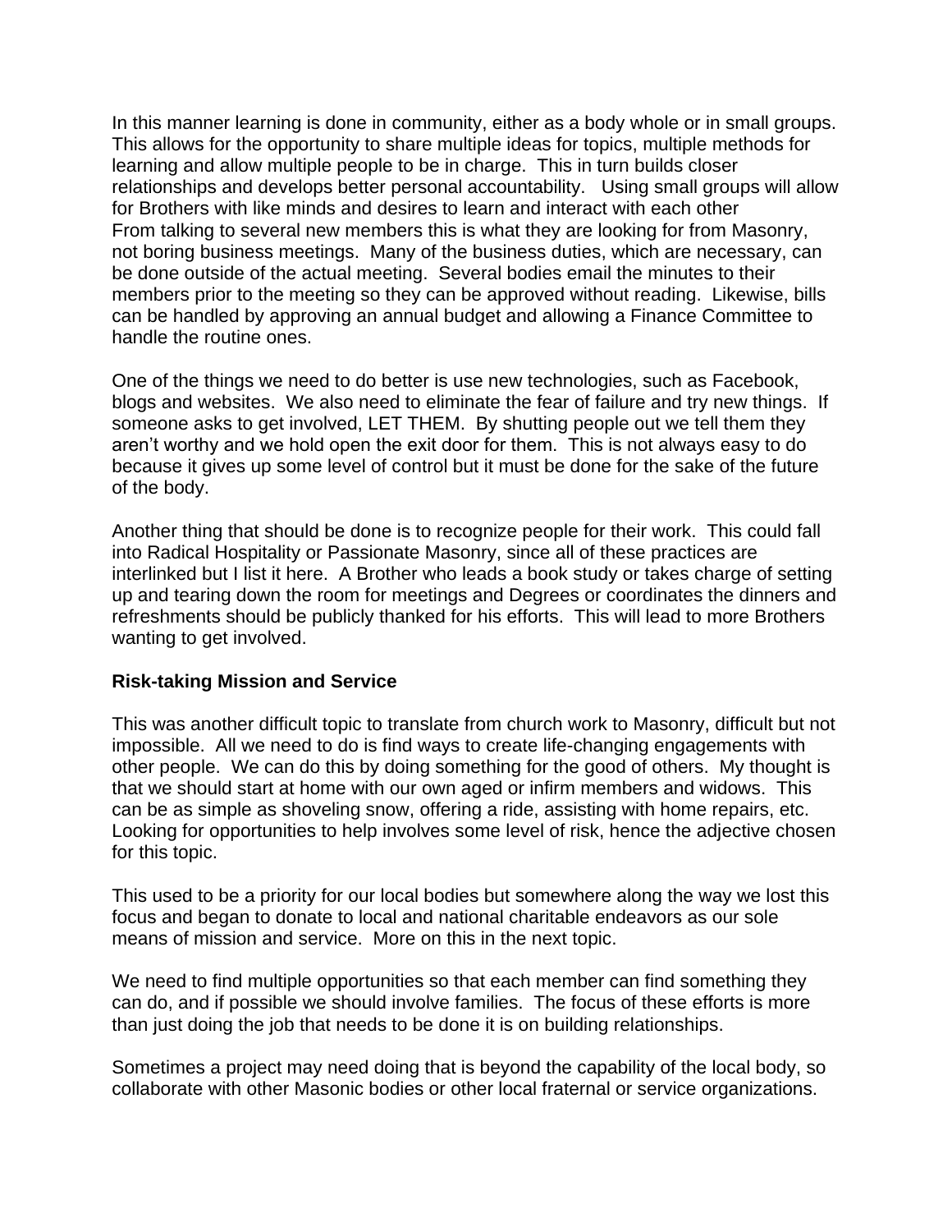In this manner learning is done in community, either as a body whole or in small groups. This allows for the opportunity to share multiple ideas for topics, multiple methods for learning and allow multiple people to be in charge. This in turn builds closer relationships and develops better personal accountability. Using small groups will allow for Brothers with like minds and desires to learn and interact with each other
From talking to several new members this is what they are looking for from Masonry, not boring business meetings. Many of the business duties, which are necessary, can be done outside of the actual meeting. Several bodies email the minutes to their members prior to the meeting so they can be approved without reading. Likewise, bills can be handled by approving an annual budget and allowing a Finance Committee to handle the routine ones.

One of the things we need to do better is use new technologies, such as Facebook, blogs and websites. We also need to eliminate the fear of failure and try new things. If someone asks to get involved, LET THEM. By shutting people out we tell them they aren't worthy and we hold open the exit door for them. This is not always easy to do because it gives up some level of control but it must be done for the sake of the future of the body.

Another thing that should be done is to recognize people for their work. This could fall into Radical Hospitality or Passionate Masonry, since all of these practices are interlinked but I list it here. A Brother who leads a book study or takes charge of setting up and tearing down the room for meetings and Degrees or coordinates the dinners and refreshments should be publicly thanked for his efforts. This will lead to more Brothers wanting to get involved.

**Risk-taking Mission and Service**

This was another difficult topic to translate from church work to Masonry, difficult but not impossible. All we need to do is find ways to create life-changing engagements with other people. We can do this by doing something for the good of others. My thought is that we should start at home with our own aged or infirm members and widows. This can be as simple as shoveling snow, offering a ride, assisting with home repairs, etc. Looking for opportunities to help involves some level of risk, hence the adjective chosen for this topic.

This used to be a priority for our local bodies but somewhere along the way we lost this focus and began to donate to local and national charitable endeavors as our sole means of mission and service. More on this in the next topic.

We need to find multiple opportunities so that each member can find something they can do, and if possible we should involve families. The focus of these efforts is more than just doing the job that needs to be done it is on building relationships.

Sometimes a project may need doing that is beyond the capability of the local body, so collaborate with other Masonic bodies or other local fraternal or service organizations.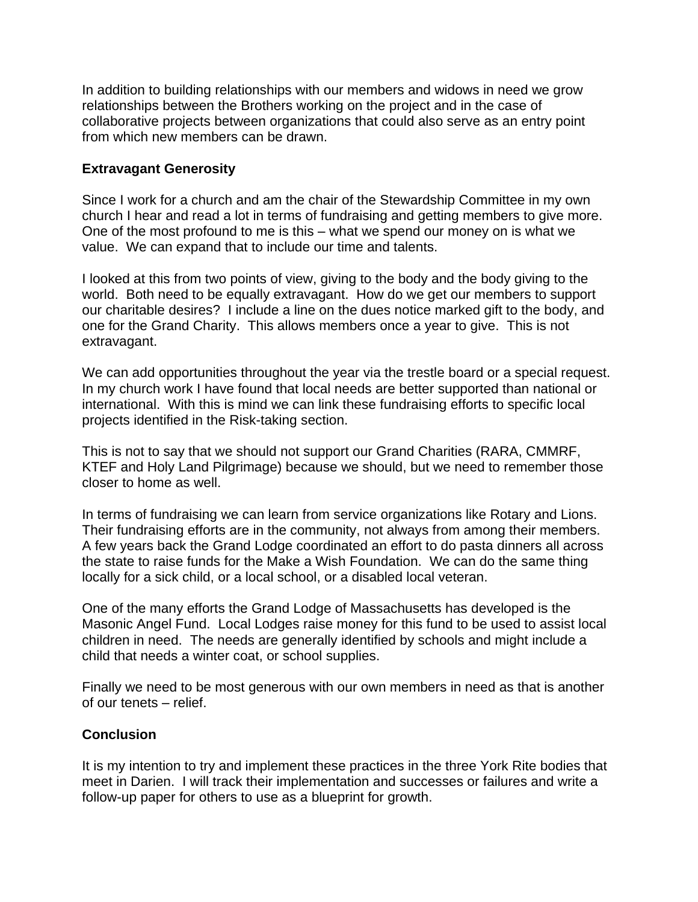In addition to building relationships with our members and widows in need we grow relationships between the Brothers working on the project and in the case of collaborative projects between organizations that could also serve as an entry point from which new members can be drawn.

**Extravagant Generosity**

Since I work for a church and am the chair of the Stewardship Committee in my own church I hear and read a lot in terms of fundraising and getting members to give more. One of the most profound to me is this – what we spend our money on is what we value. We can expand that to include our time and talents.

I looked at this from two points of view, giving to the body and the body giving to the world. Both need to be equally extravagant. How do we get our members to support our charitable desires? I include a line on the dues notice marked gift to the body, and one for the Grand Charity. This allows members once a year to give. This is not extravagant.

We can add opportunities throughout the year via the trestle board or a special request. In my church work I have found that local needs are better supported than national or international. With this is mind we can link these fundraising efforts to specific local projects identified in the Risk-taking section.

This is not to say that we should not support our Grand Charities (RARA, CMMRF, KTEF and Holy Land Pilgrimage) because we should, but we need to remember those closer to home as well.

In terms of fundraising we can learn from service organizations like Rotary and Lions. Their fundraising efforts are in the community, not always from among their members. A few years back the Grand Lodge coordinated an effort to do pasta dinners all across the state to raise funds for the Make a Wish Foundation. We can do the same thing locally for a sick child, or a local school, or a disabled local veteran.

One of the many efforts the Grand Lodge of Massachusetts has developed is the Masonic Angel Fund. Local Lodges raise money for this fund to be used to assist local children in need. The needs are generally identified by schools and might include a child that needs a winter coat, or school supplies.

Finally we need to be most generous with our own members in need as that is another of our tenets – relief.

**Conclusion**

It is my intention to try and implement these practices in the three York Rite bodies that meet in Darien. I will track their implementation and successes or failures and write a follow-up paper for others to use as a blueprint for growth.